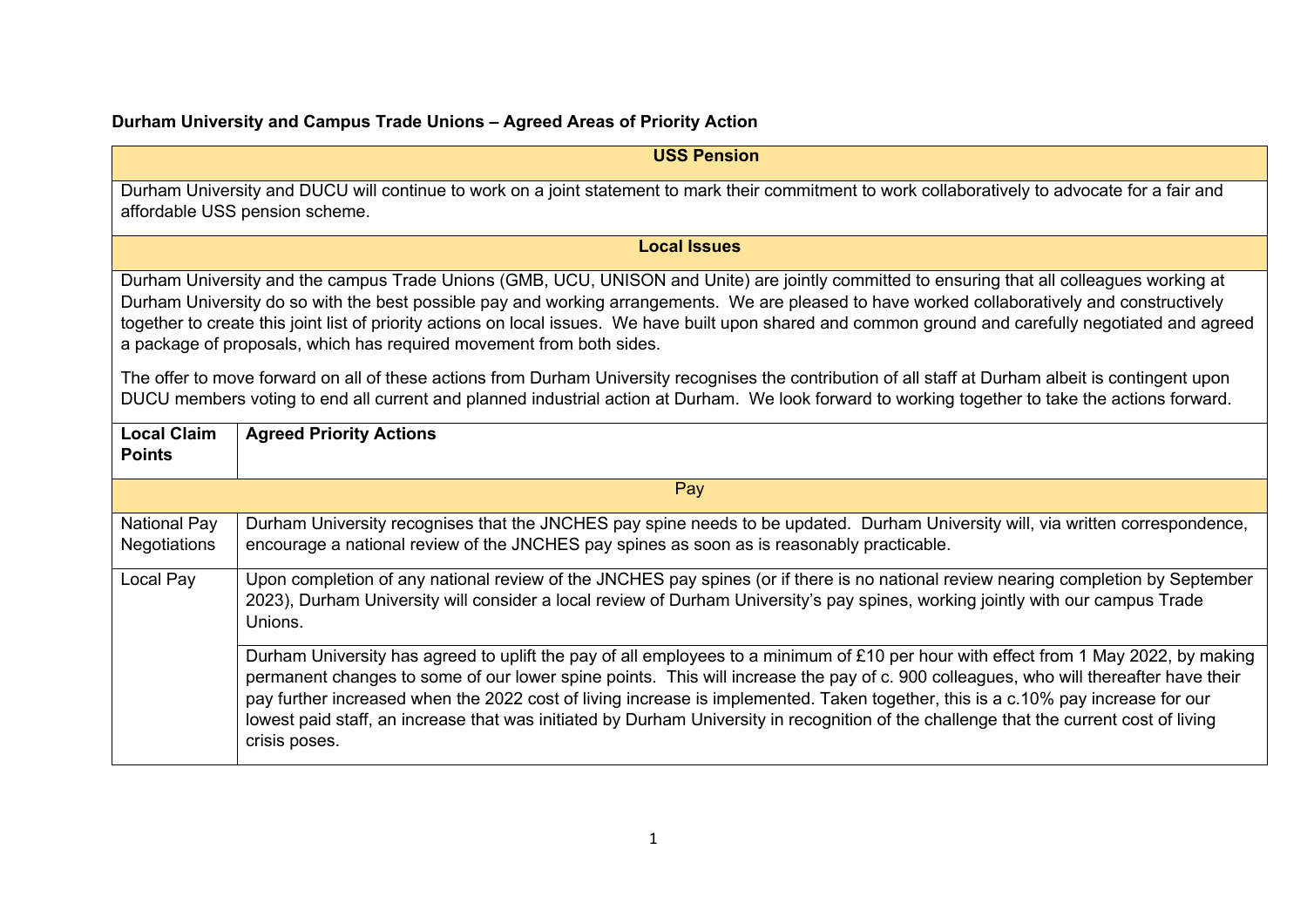**Durham University and Campus Trade Unions – Agreed Areas of Priority Action**

| USS Pension | |
|---|---|
| Durham University and DUCU will continue to work on a joint statement to mark their commitment to work collaboratively to advocate for a fair and affordable USS pension scheme. | |
| **Local Issues** | |
| Durham University and the campus Trade Unions (GMB, UCU, UNISON and Unite) are jointly committed to ensuring that all colleagues working at Durham University do so with the best possible pay and working arrangements. We are pleased to have worked collaboratively and constructively together to create this joint list of priority actions on local issues. We have built upon shared and common ground and carefully negotiated and agreed a package of proposals, which has required movement from both sides.<br><br>The offer to move forward on all of these actions from Durham University recognises the contribution of all staff at Durham albeit is contingent upon DUCU members voting to end all current and planned industrial action at Durham. We look forward to working together to take the actions forward. | |
| **Local Claim Points** | **Agreed Priority Actions** |
| Pay | |
| National Pay Negotiations | Durham University recognises that the JNCHES pay spine needs to be updated. Durham University will, via written correspondence, encourage a national review of the JNCHES pay spines as soon as is reasonably practicable. |
| Local Pay | Upon completion of any national review of the JNCHES pay spines (or if there is no national review nearing completion by September 2023), Durham University will consider a local review of Durham University's pay spines, working jointly with our campus Trade Unions. |
| | Durham University has agreed to uplift the pay of all employees to a minimum of £10 per hour with effect from 1 May 2022, by making permanent changes to some of our lower spine points. This will increase the pay of c. 900 colleagues, who will thereafter have their pay further increased when the 2022 cost of living increase is implemented. Taken together, this is a c.10% pay increase for our lowest paid staff, an increase that was initiated by Durham University in recognition of the challenge that the current cost of living crisis poses. |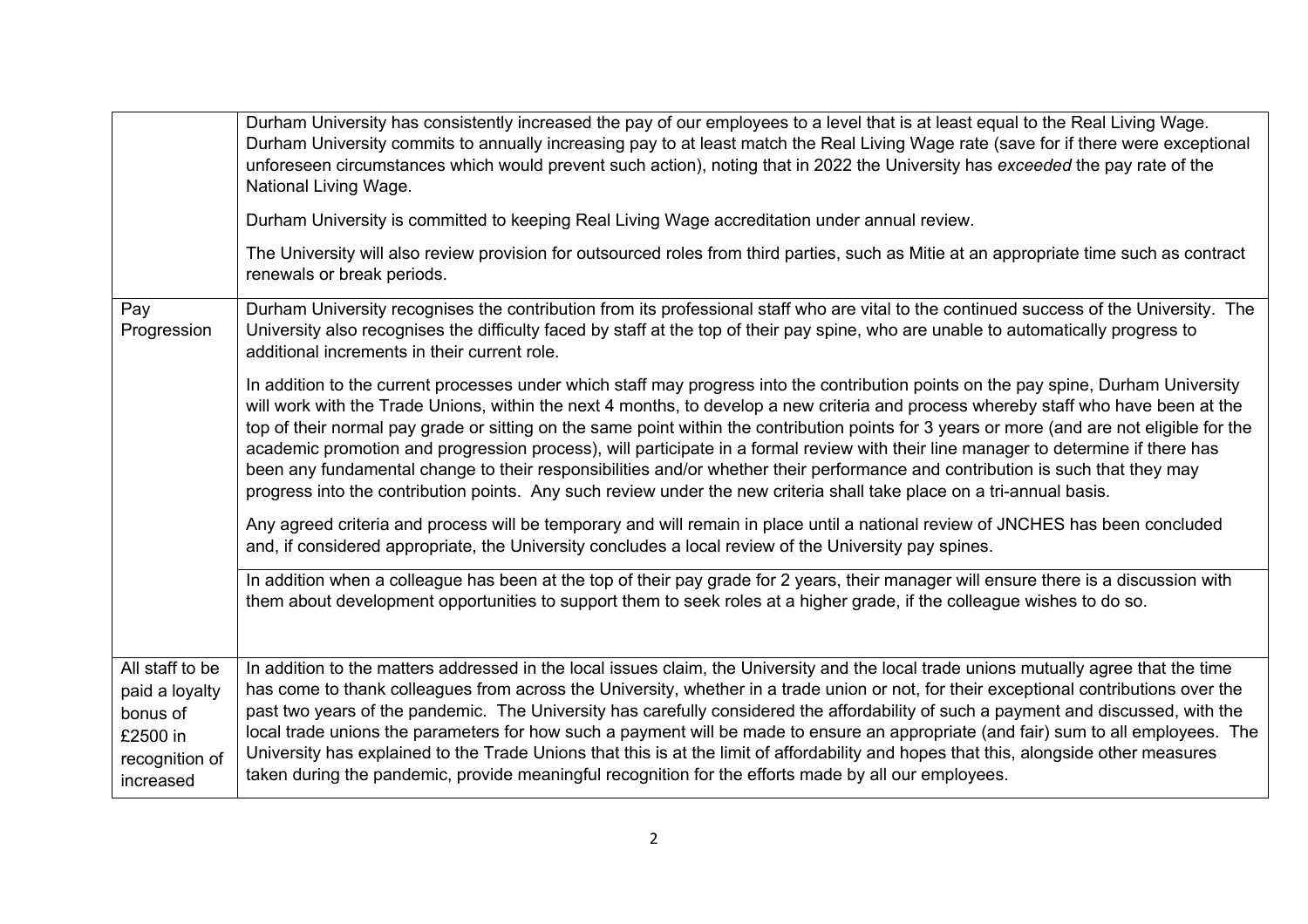| | |
|---|---|
| | Durham University has consistently increased the pay of our employees to a level that is at least equal to the Real Living Wage. Durham University commits to annually increasing pay to at least match the Real Living Wage rate (save for if there were exceptional unforeseen circumstances which would prevent such action), noting that in 2022 the University has *exceeded* the pay rate of the National Living Wage.<br><br>Durham University is committed to keeping Real Living Wage accreditation under annual review.<br><br>The University will also review provision for outsourced roles from third parties, such as Mitie at an appropriate time such as contract renewals or break periods. |
| Pay Progression | Durham University recognises the contribution from its professional staff who are vital to the continued success of the University. The University also recognises the difficulty faced by staff at the top of their pay spine, who are unable to automatically progress to additional increments in their current role.<br><br>In addition to the current processes under which staff may progress into the contribution points on the pay spine, Durham University will work with the Trade Unions, within the next 4 months, to develop a new criteria and process whereby staff who have been at the top of their normal pay grade or sitting on the same point within the contribution points for 3 years or more (and are not eligible for the academic promotion and progression process), will participate in a formal review with their line manager to determine if there has been any fundamental change to their responsibilities and/or whether their performance and contribution is such that they may progress into the contribution points. Any such review under the new criteria shall take place on a tri-annual basis.<br><br>Any agreed criteria and process will be temporary and will remain in place until a national review of JNCHES has been concluded and, if considered appropriate, the University concludes a local review of the University pay spines. |
| | In addition when a colleague has been at the top of their pay grade for 2 years, their manager will ensure there is a discussion with them about development opportunities to support them to seek roles at a higher grade, if the colleague wishes to do so. |
| All staff to be paid a loyalty bonus of £2500 in recognition of increased | In addition to the matters addressed in the local issues claim, the University and the local trade unions mutually agree that the time has come to thank colleagues from across the University, whether in a trade union or not, for their exceptional contributions over the past two years of the pandemic. The University has carefully considered the affordability of such a payment and discussed, with the local trade unions the parameters for how such a payment will be made to ensure an appropriate (and fair) sum to all employees. The University has explained to the Trade Unions that this is at the limit of affordability and hopes that this, alongside other measures taken during the pandemic, provide meaningful recognition for the efforts made by all our employees. |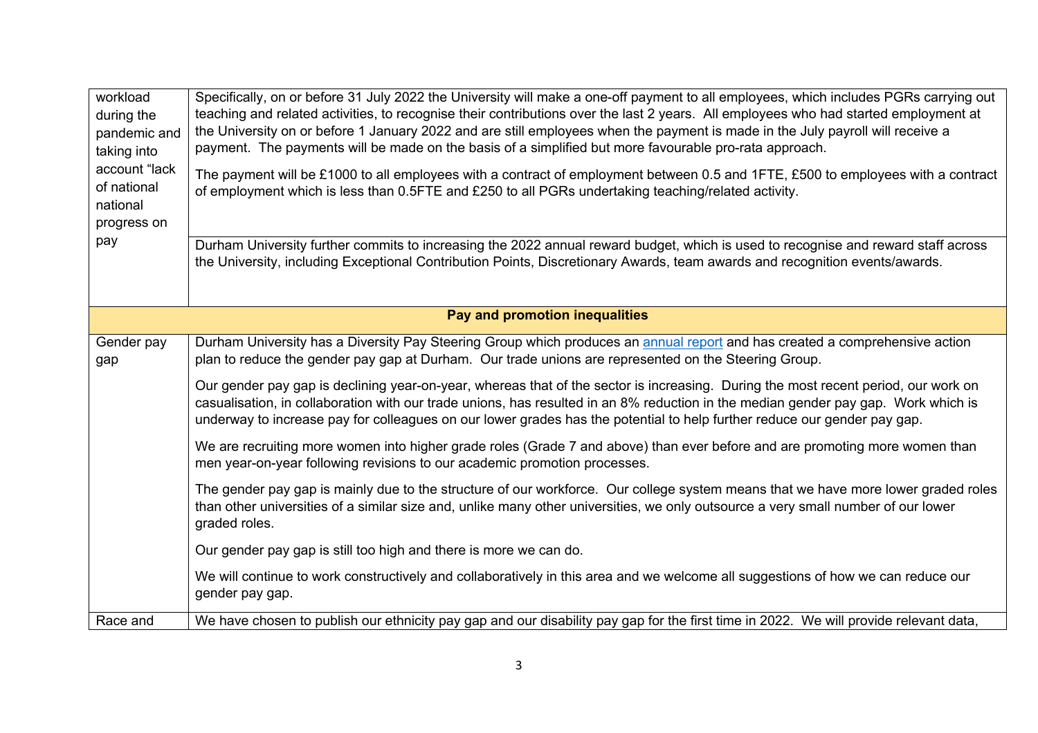| | |
|---|---|
| workload during the pandemic and taking into account "lack of national national progress on pay | Specifically, on or before 31 July 2022 the University will make a one-off payment to all employees, which includes PGRs carrying out teaching and related activities, to recognise their contributions over the last 2 years. All employees who had started employment at the University on or before 1 January 2022 and are still employees when the payment is made in the July payroll will receive a payment. The payments will be made on the basis of a simplified but more favourable pro-rata approach.<br><br>The payment will be £1000 to all employees with a contract of employment between 0.5 and 1FTE, £500 to employees with a contract of employment which is less than 0.5FTE and £250 to all PGRs undertaking teaching/related activity. |
| | Durham University further commits to increasing the 2022 annual reward budget, which is used to recognise and reward staff across the University, including Exceptional Contribution Points, Discretionary Awards, team awards and recognition events/awards. |
| **Pay and promotion inequalities** | |
| Gender pay gap | Durham University has a Diversity Pay Steering Group which produces an [annual report]() and has created a comprehensive action plan to reduce the gender pay gap at Durham. Our trade unions are represented on the Steering Group.<br><br>Our gender pay gap is declining year-on-year, whereas that of the sector is increasing. During the most recent period, our work on casualisation, in collaboration with our trade unions, has resulted in an 8% reduction in the median gender pay gap. Work which is underway to increase pay for colleagues on our lower grades has the potential to help further reduce our gender pay gap.<br><br>We are recruiting more women into higher grade roles (Grade 7 and above) than ever before and are promoting more women than men year-on-year following revisions to our academic promotion processes.<br><br>The gender pay gap is mainly due to the structure of our workforce. Our college system means that we have more lower graded roles than other universities of a similar size and, unlike many other universities, we only outsource a very small number of our lower graded roles.<br><br>Our gender pay gap is still too high and there is more we can do.<br><br>We will continue to work constructively and collaboratively in this area and we welcome all suggestions of how we can reduce our gender pay gap. |
| Race and | We have chosen to publish our ethnicity pay gap and our disability pay gap for the first time in 2022. We will provide relevant data, |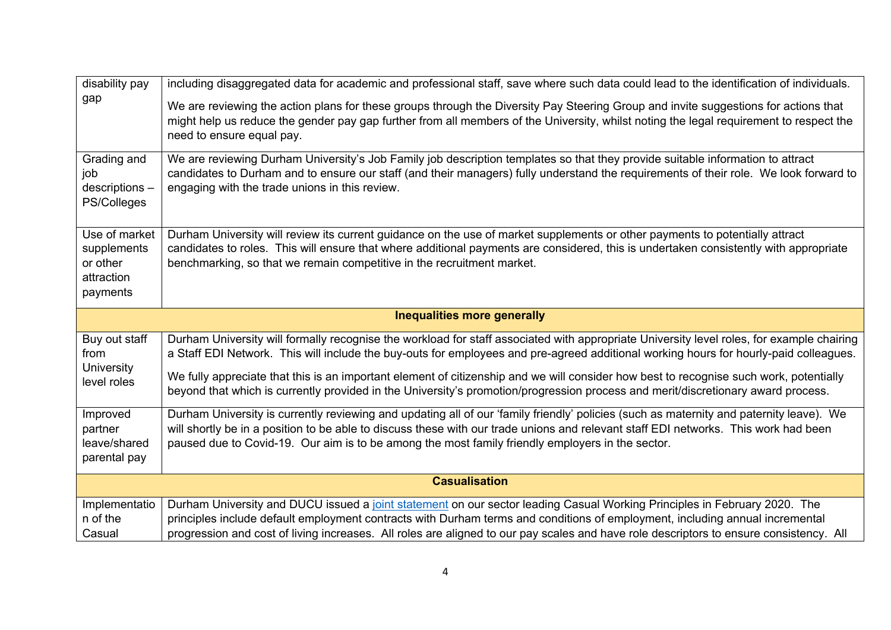| | |
|---|---|
| disability pay gap | including disaggregated data for academic and professional staff, save where such data could lead to the identification of individuals.<br><br>We are reviewing the action plans for these groups through the Diversity Pay Steering Group and invite suggestions for actions that might help us reduce the gender pay gap further from all members of the University, whilst noting the legal requirement to respect the need to ensure equal pay. |
| Grading and job descriptions – PS/Colleges | We are reviewing Durham University's Job Family job description templates so that they provide suitable information to attract candidates to Durham and to ensure our staff (and their managers) fully understand the requirements of their role. We look forward to engaging with the trade unions in this review. |
| Use of market supplements or other attraction payments | Durham University will review its current guidance on the use of market supplements or other payments to potentially attract candidates to roles. This will ensure that where additional payments are considered, this is undertaken consistently with appropriate benchmarking, so that we remain competitive in the recruitment market. |
| **Inequalities more generally** | |
| Buy out staff from University level roles | Durham University will formally recognise the workload for staff associated with appropriate University level roles, for example chairing a Staff EDI Network. This will include the buy-outs for employees and pre-agreed additional working hours for hourly-paid colleagues.<br><br>We fully appreciate that this is an important element of citizenship and we will consider how best to recognise such work, potentially beyond that which is currently provided in the University's promotion/progression process and merit/discretionary award process. |
| Improved partner leave/shared parental pay | Durham University is currently reviewing and updating all of our 'family friendly' policies (such as maternity and paternity leave). We will shortly be in a position to be able to discuss these with our trade unions and relevant staff EDI networks. This work had been paused due to Covid-19. Our aim is to be among the most family friendly employers in the sector. |
| **Casualisation** | |
| Implementation of the Casual | Durham University and DUCU issued a joint statement on our sector leading Casual Working Principles in February 2020. The principles include default employment contracts with Durham terms and conditions of employment, including annual incremental progression and cost of living increases. All roles are aligned to our pay scales and have role descriptors to ensure consistency. All |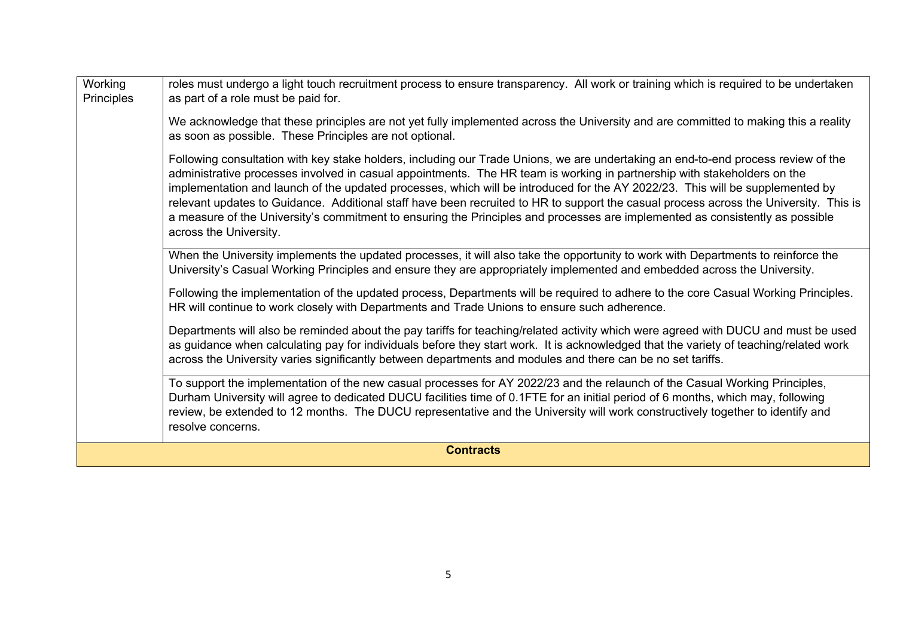| Working Principles | roles must undergo a light touch recruitment process to ensure transparency. All work or training which is required to be undertaken as part of a role must be paid for.<br><br>We acknowledge that these principles are not yet fully implemented across the University and are committed to making this a reality as soon as possible. These Principles are not optional.<br><br>Following consultation with key stake holders, including our Trade Unions, we are undertaking an end-to-end process review of the administrative processes involved in casual appointments. The HR team is working in partnership with stakeholders on the implementation and launch of the updated processes, which will be introduced for the AY 2022/23. This will be supplemented by relevant updates to Guidance. Additional staff have been recruited to HR to support the casual process across the University. This is a measure of the University's commitment to ensuring the Principles and processes are implemented as consistently as possible across the University. |
|---|---|
| | When the University implements the updated processes, it will also take the opportunity to work with Departments to reinforce the University's Casual Working Principles and ensure they are appropriately implemented and embedded across the University.<br><br>Following the implementation of the updated process, Departments will be required to adhere to the core Casual Working Principles. HR will continue to work closely with Departments and Trade Unions to ensure such adherence.<br><br>Departments will also be reminded about the pay tariffs for teaching/related activity which were agreed with DUCU and must be used as guidance when calculating pay for individuals before they start work. It is acknowledged that the variety of teaching/related work across the University varies significantly between departments and modules and there can be no set tariffs. |
| | To support the implementation of the new casual processes for AY 2022/23 and the relaunch of the Casual Working Principles, Durham University will agree to dedicated DUCU facilities time of 0.1FTE for an initial period of 6 months, which may, following review, be extended to 12 months. The DUCU representative and the University will work constructively together to identify and resolve concerns. |
| **Contracts** | |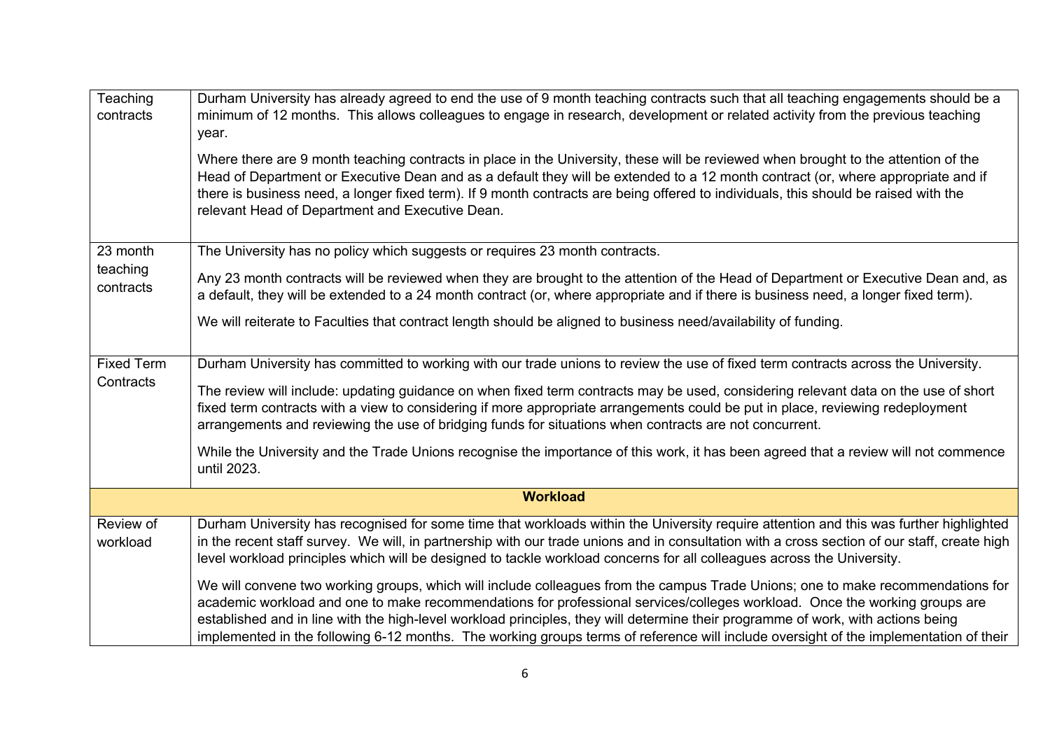| | |
|---|---|
| Teaching contracts | Durham University has already agreed to end the use of 9 month teaching contracts such that all teaching engagements should be a minimum of 12 months. This allows colleagues to engage in research, development or related activity from the previous teaching year.<br><br>Where there are 9 month teaching contracts in place in the University, these will be reviewed when brought to the attention of the Head of Department or Executive Dean and as a default they will be extended to a 12 month contract (or, where appropriate and if there is business need, a longer fixed term). If 9 month contracts are being offered to individuals, this should be raised with the relevant Head of Department and Executive Dean. |
| 23 month teaching contracts | The University has no policy which suggests or requires 23 month contracts.<br><br>Any 23 month contracts will be reviewed when they are brought to the attention of the Head of Department or Executive Dean and, as a default, they will be extended to a 24 month contract (or, where appropriate and if there is business need, a longer fixed term).<br><br>We will reiterate to Faculties that contract length should be aligned to business need/availability of funding. |
| Fixed Term Contracts | Durham University has committed to working with our trade unions to review the use of fixed term contracts across the University.<br><br>The review will include: updating guidance on when fixed term contracts may be used, considering relevant data on the use of short fixed term contracts with a view to considering if more appropriate arrangements could be put in place, reviewing redeployment arrangements and reviewing the use of bridging funds for situations when contracts are not concurrent.<br><br>While the University and the Trade Unions recognise the importance of this work, it has been agreed that a review will not commence until 2023. |
| **Workload** | |
| Review of workload | Durham University has recognised for some time that workloads within the University require attention and this was further highlighted in the recent staff survey. We will, in partnership with our trade unions and in consultation with a cross section of our staff, create high level workload principles which will be designed to tackle workload concerns for all colleagues across the University.<br><br>We will convene two working groups, which will include colleagues from the campus Trade Unions; one to make recommendations for academic workload and one to make recommendations for professional services/colleges workload. Once the working groups are established and in line with the high-level workload principles, they will determine their programme of work, with actions being implemented in the following 6-12 months. The working groups terms of reference will include oversight of the implementation of their |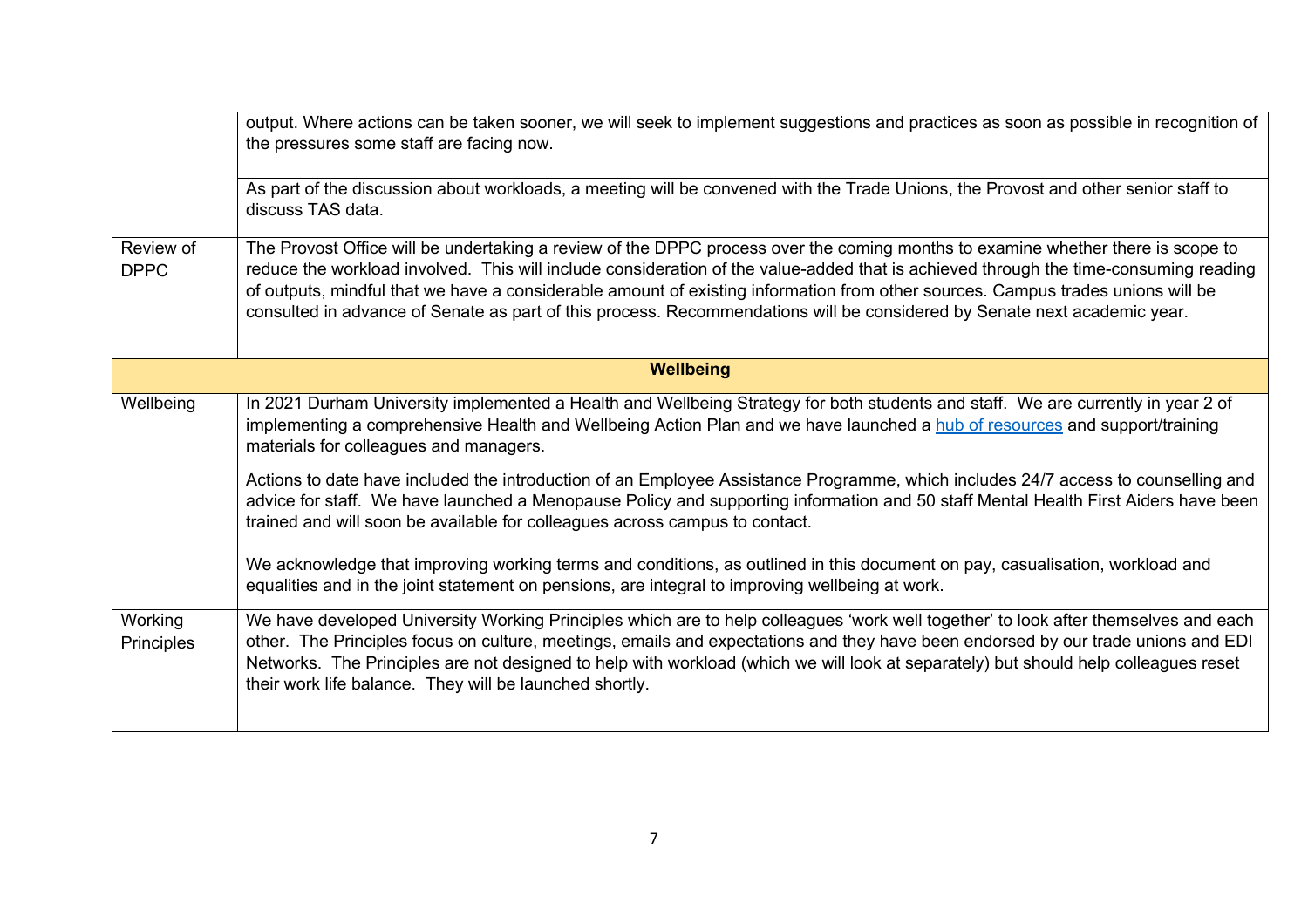| | |
|---|---|
| | output. Where actions can be taken sooner, we will seek to implement suggestions and practices as soon as possible in recognition of the pressures some staff are facing now. |
| | As part of the discussion about workloads, a meeting will be convened with the Trade Unions, the Provost and other senior staff to discuss TAS data. |
| Review of DPPC | The Provost Office will be undertaking a review of the DPPC process over the coming months to examine whether there is scope to reduce the workload involved. This will include consideration of the value-added that is achieved through the time-consuming reading of outputs, mindful that we have a considerable amount of existing information from other sources. Campus trades unions will be consulted in advance of Senate as part of this process. Recommendations will be considered by Senate next academic year. |
| **Wellbeing** | |
| Wellbeing | In 2021 Durham University implemented a Health and Wellbeing Strategy for both students and staff. We are currently in year 2 of implementing a comprehensive Health and Wellbeing Action Plan and we have launched a hub of resources and support/training materials for colleagues and managers.<br><br>Actions to date have included the introduction of an Employee Assistance Programme, which includes 24/7 access to counselling and advice for staff. We have launched a Menopause Policy and supporting information and 50 staff Mental Health First Aiders have been trained and will soon be available for colleagues across campus to contact.<br><br>We acknowledge that improving working terms and conditions, as outlined in this document on pay, casualisation, workload and equalities and in the joint statement on pensions, are integral to improving wellbeing at work. |
| Working Principles | We have developed University Working Principles which are to help colleagues 'work well together' to look after themselves and each other. The Principles focus on culture, meetings, emails and expectations and they have been endorsed by our trade unions and EDI Networks. The Principles are not designed to help with workload (which we will look at separately) but should help colleagues reset their work life balance. They will be launched shortly. |